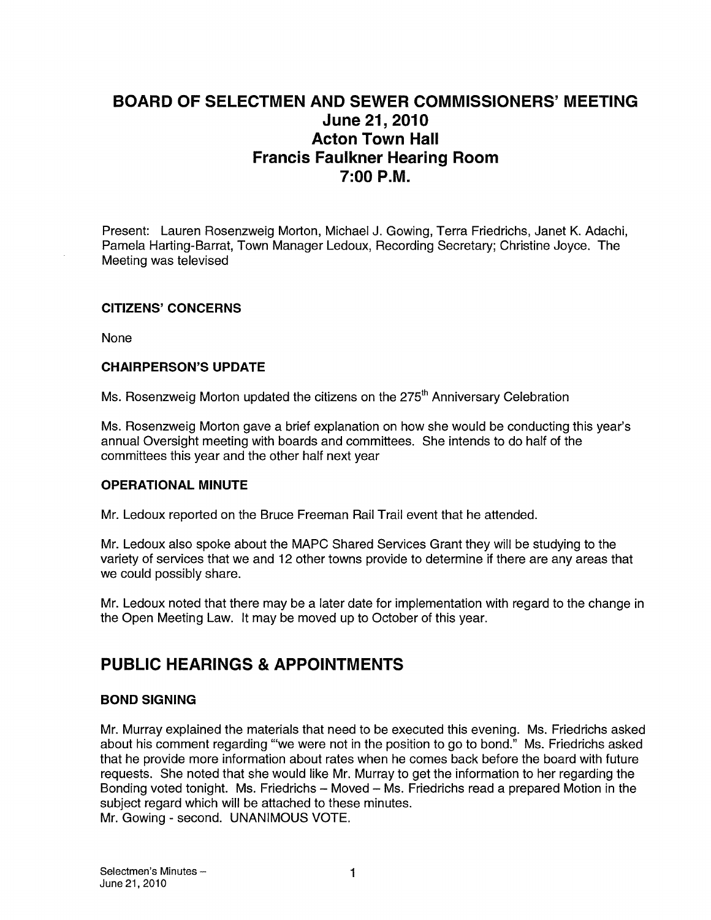# BOARD OF SELECTMEN AND SEWER COMMISSIONERS' MEETING
## June 21, 2010
## Acton Town Hall
## Francis Faulkner Hearing Room
## 7:00 P.M.

Present: Lauren Rosenzweig Morton, Michael J. Gowing, Terra Friedrichs, Janet K. Adachi, Pamela Harting-Barrat, Town Manager Ledoux, Recording Secretary; Christine Joyce. The Meeting was televised

### CITIZENS' CONCERNS

None

### CHAIRPERSON'S UPDATE

Ms. Rosenzweig Morton updated the citizens on the 275th Anniversary Celebration

Ms. Rosenzweig Morton gave a brief explanation on how she would be conducting this year's annual Oversight meeting with boards and committees. She intends to do half of the committees this year and the other half next year

### OPERATIONAL MINUTE

Mr. Ledoux reported on the Bruce Freeman Rail Trail event that he attended.

Mr. Ledoux also spoke about the MAPC Shared Services Grant they will be studying to the variety of services that we and 12 other towns provide to determine if there are any areas that we could possibly share.

Mr. Ledoux noted that there may be a later date for implementation with regard to the change in the Open Meeting Law. It may be moved up to October of this year.

## PUBLIC HEARINGS & APPOINTMENTS

### BOND SIGNING

Mr. Murray explained the materials that need to be executed this evening. Ms. Friedrichs asked about his comment regarding "'we were not in the position to go to bond." Ms. Friedrichs asked that he provide more information about rates when he comes back before the board with future requests. She noted that she would like Mr. Murray to get the information to her regarding the Bonding voted tonight. Ms. Friedrichs – Moved – Ms. Friedrichs read a prepared Motion in the subject regard which will be attached to these minutes.
Mr. Gowing - second. UNANIMOUS VOTE.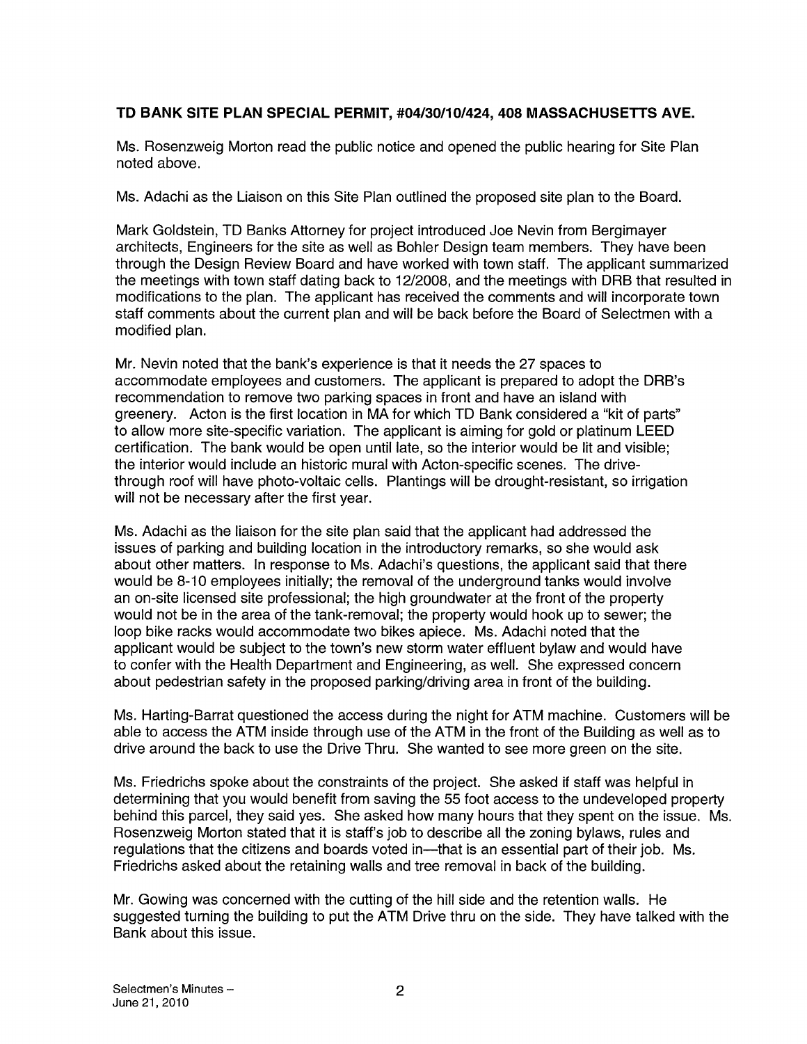**TD BANK SITE PLAN SPECIAL PERMIT, #04/30/10/424, 408 MASSACHUSETTS AVE.**

Ms. Rosenzweig Morton read the public notice and opened the public hearing for Site Plan noted above.

Ms. Adachi as the Liaison on this Site Plan outlined the proposed site plan to the Board.

Mark Goldstein, TD Banks Attorney for project introduced Joe Nevin from Bergimayer architects, Engineers for the site as well as Bohler Design team members. They have been through the Design Review Board and have worked with town staff. The applicant summarized the meetings with town staff dating back to 12/2008, and the meetings with DRB that resulted in modifications to the plan. The applicant has received the comments and will incorporate town staff comments about the current plan and will be back before the Board of Selectmen with a modified plan.

Mr. Nevin noted that the bank's experience is that it needs the 27 spaces to accommodate employees and customers. The applicant is prepared to adopt the DRB's recommendation to remove two parking spaces in front and have an island with greenery. Acton is the first location in MA for which TD Bank considered a "kit of parts" to allow more site-specific variation. The applicant is aiming for gold or platinum LEED certification. The bank would be open until late, so the interior would be lit and visible; the interior would include an historic mural with Acton-specific scenes. The drive-through roof will have photo-voltaic cells. Plantings will be drought-resistant, so irrigation will not be necessary after the first year.

Ms. Adachi as the liaison for the site plan said that the applicant had addressed the issues of parking and building location in the introductory remarks, so she would ask about other matters. In response to Ms. Adachi's questions, the applicant said that there would be 8-10 employees initially; the removal of the underground tanks would involve an on-site licensed site professional; the high groundwater at the front of the property would not be in the area of the tank-removal; the property would hook up to sewer; the loop bike racks would accommodate two bikes apiece. Ms. Adachi noted that the applicant would be subject to the town's new storm water effluent bylaw and would have to confer with the Health Department and Engineering, as well. She expressed concern about pedestrian safety in the proposed parking/driving area in front of the building.

Ms. Harting-Barrat questioned the access during the night for ATM machine. Customers will be able to access the ATM inside through use of the ATM in the front of the Building as well as to drive around the back to use the Drive Thru. She wanted to see more green on the site.

Ms. Friedrichs spoke about the constraints of the project. She asked if staff was helpful in determining that you would benefit from saving the 55 foot access to the undeveloped property behind this parcel, they said yes. She asked how many hours that they spent on the issue. Ms. Rosenzweig Morton stated that it is staff's job to describe all the zoning bylaws, rules and regulations that the citizens and boards voted in—that is an essential part of their job. Ms. Friedrichs asked about the retaining walls and tree removal in back of the building.

Mr. Gowing was concerned with the cutting of the hill side and the retention walls. He suggested turning the building to put the ATM Drive thru on the side. They have talked with the Bank about this issue.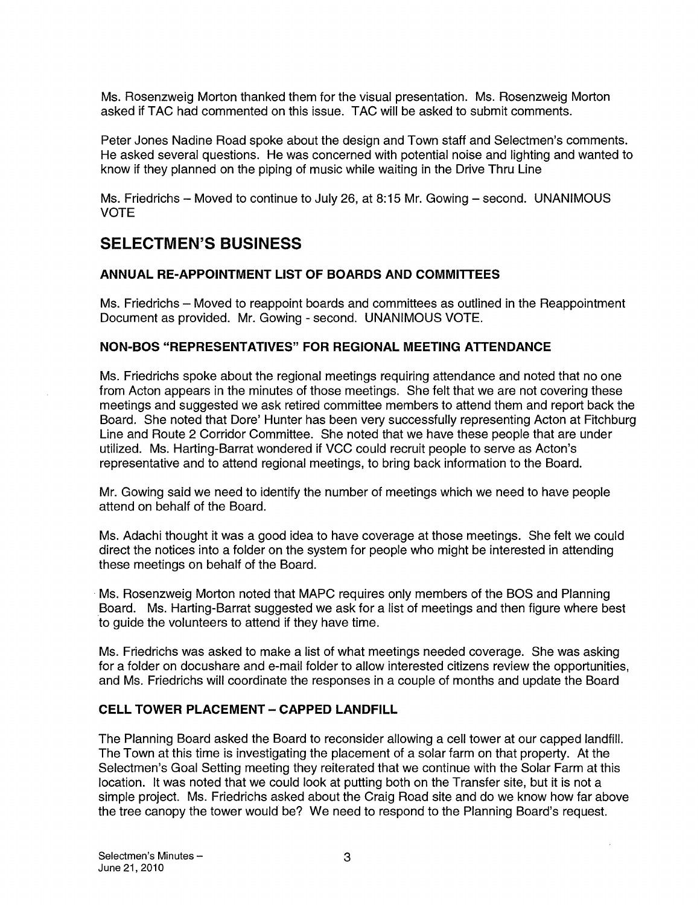Ms. Rosenzweig Morton thanked them for the visual presentation. Ms. Rosenzweig Morton asked if TAC had commented on this issue. TAC will be asked to submit comments.

Peter Jones Nadine Road spoke about the design and Town staff and Selectmen's comments. He asked several questions. He was concerned with potential noise and lighting and wanted to know if they planned on the piping of music while waiting in the Drive Thru Line

Ms. Friedrichs – Moved to continue to July 26, at 8:15 Mr. Gowing – second. UNANIMOUS VOTE

## SELECTMEN'S BUSINESS

### ANNUAL RE-APPOINTMENT LIST OF BOARDS AND COMMITTEES

Ms. Friedrichs – Moved to reappoint boards and committees as outlined in the Reappointment Document as provided. Mr. Gowing - second. UNANIMOUS VOTE.

### NON-BOS "REPRESENTATIVES" FOR REGIONAL MEETING ATTENDANCE

Ms. Friedrichs spoke about the regional meetings requiring attendance and noted that no one from Acton appears in the minutes of those meetings. She felt that we are not covering these meetings and suggested we ask retired committee members to attend them and report back the Board. She noted that Dore' Hunter has been very successfully representing Acton at Fitchburg Line and Route 2 Corridor Committee. She noted that we have these people that are under utilized. Ms. Harting-Barrat wondered if VCC could recruit people to serve as Acton's representative and to attend regional meetings, to bring back information to the Board.

Mr. Gowing said we need to identify the number of meetings which we need to have people attend on behalf of the Board.

Ms. Adachi thought it was a good idea to have coverage at those meetings. She felt we could direct the notices into a folder on the system for people who might be interested in attending these meetings on behalf of the Board.

Ms. Rosenzweig Morton noted that MAPC requires only members of the BOS and Planning Board. Ms. Harting-Barrat suggested we ask for a list of meetings and then figure where best to guide the volunteers to attend if they have time.

Ms. Friedrichs was asked to make a list of what meetings needed coverage. She was asking for a folder on docushare and e-mail folder to allow interested citizens review the opportunities, and Ms. Friedrichs will coordinate the responses in a couple of months and update the Board

### CELL TOWER PLACEMENT – CAPPED LANDFILL

The Planning Board asked the Board to reconsider allowing a cell tower at our capped landfill. The Town at this time is investigating the placement of a solar farm on that property. At the Selectmen's Goal Setting meeting they reiterated that we continue with the Solar Farm at this location. It was noted that we could look at putting both on the Transfer site, but it is not a simple project. Ms. Friedrichs asked about the Craig Road site and do we know how far above the tree canopy the tower would be? We need to respond to the Planning Board's request.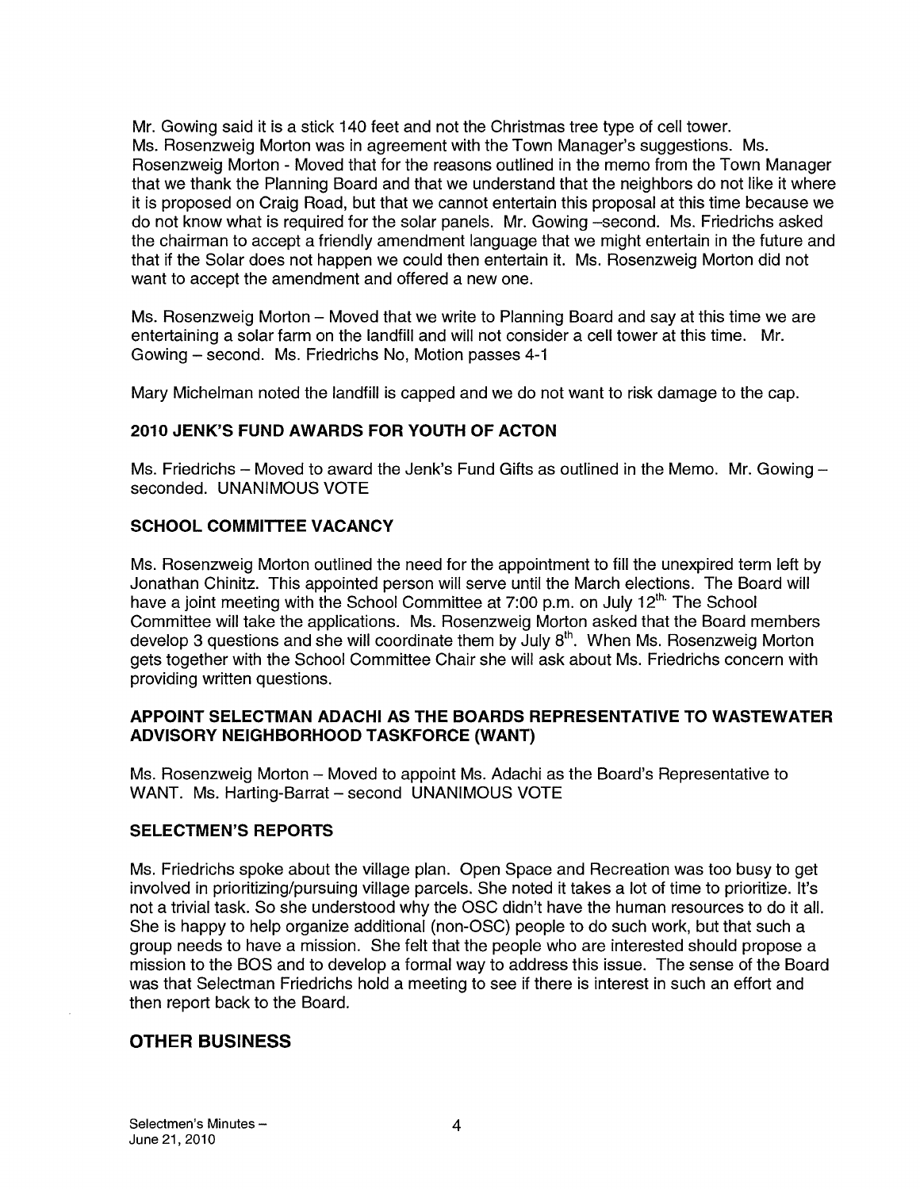Mr. Gowing said it is a stick 140 feet and not the Christmas tree type of cell tower. Ms. Rosenzweig Morton was in agreement with the Town Manager's suggestions. Ms. Rosenzweig Morton - Moved that for the reasons outlined in the memo from the Town Manager that we thank the Planning Board and that we understand that the neighbors do not like it where it is proposed on Craig Road, but that we cannot entertain this proposal at this time because we do not know what is required for the solar panels. Mr. Gowing –second. Ms. Friedrichs asked the chairman to accept a friendly amendment language that we might entertain in the future and that if the Solar does not happen we could then entertain it. Ms. Rosenzweig Morton did not want to accept the amendment and offered a new one.

Ms. Rosenzweig Morton – Moved that we write to Planning Board and say at this time we are entertaining a solar farm on the landfill and will not consider a cell tower at this time. Mr. Gowing – second. Ms. Friedrichs No, Motion passes 4-1

Mary Michelman noted the landfill is capped and we do not want to risk damage to the cap.

### 2010 JENK'S FUND AWARDS FOR YOUTH OF ACTON

Ms. Friedrichs – Moved to award the Jenk's Fund Gifts as outlined in the Memo. Mr. Gowing – seconded. UNANIMOUS VOTE

### SCHOOL COMMITTEE VACANCY

Ms. Rosenzweig Morton outlined the need for the appointment to fill the unexpired term left by Jonathan Chinitz. This appointed person will serve until the March elections. The Board will have a joint meeting with the School Committee at 7:00 p.m. on July 12th. The School Committee will take the applications. Ms. Rosenzweig Morton asked that the Board members develop 3 questions and she will coordinate them by July 8th. When Ms. Rosenzweig Morton gets together with the School Committee Chair she will ask about Ms. Friedrichs concern with providing written questions.

### APPOINT SELECTMAN ADACHI AS THE BOARDS REPRESENTATIVE TO WASTEWATER ADVISORY NEIGHBORHOOD TASKFORCE (WANT)

Ms. Rosenzweig Morton – Moved to appoint Ms. Adachi as the Board's Representative to WANT. Ms. Harting-Barrat – second UNANIMOUS VOTE

### SELECTMEN'S REPORTS

Ms. Friedrichs spoke about the village plan. Open Space and Recreation was too busy to get involved in prioritizing/pursuing village parcels. She noted it takes a lot of time to prioritize. It's not a trivial task. So she understood why the OSC didn't have the human resources to do it all. She is happy to help organize additional (non-OSC) people to do such work, but that such a group needs to have a mission. She felt that the people who are interested should propose a mission to the BOS and to develop a formal way to address this issue. The sense of the Board was that Selectman Friedrichs hold a meeting to see if there is interest in such an effort and then report back to the Board.

## OTHER BUSINESS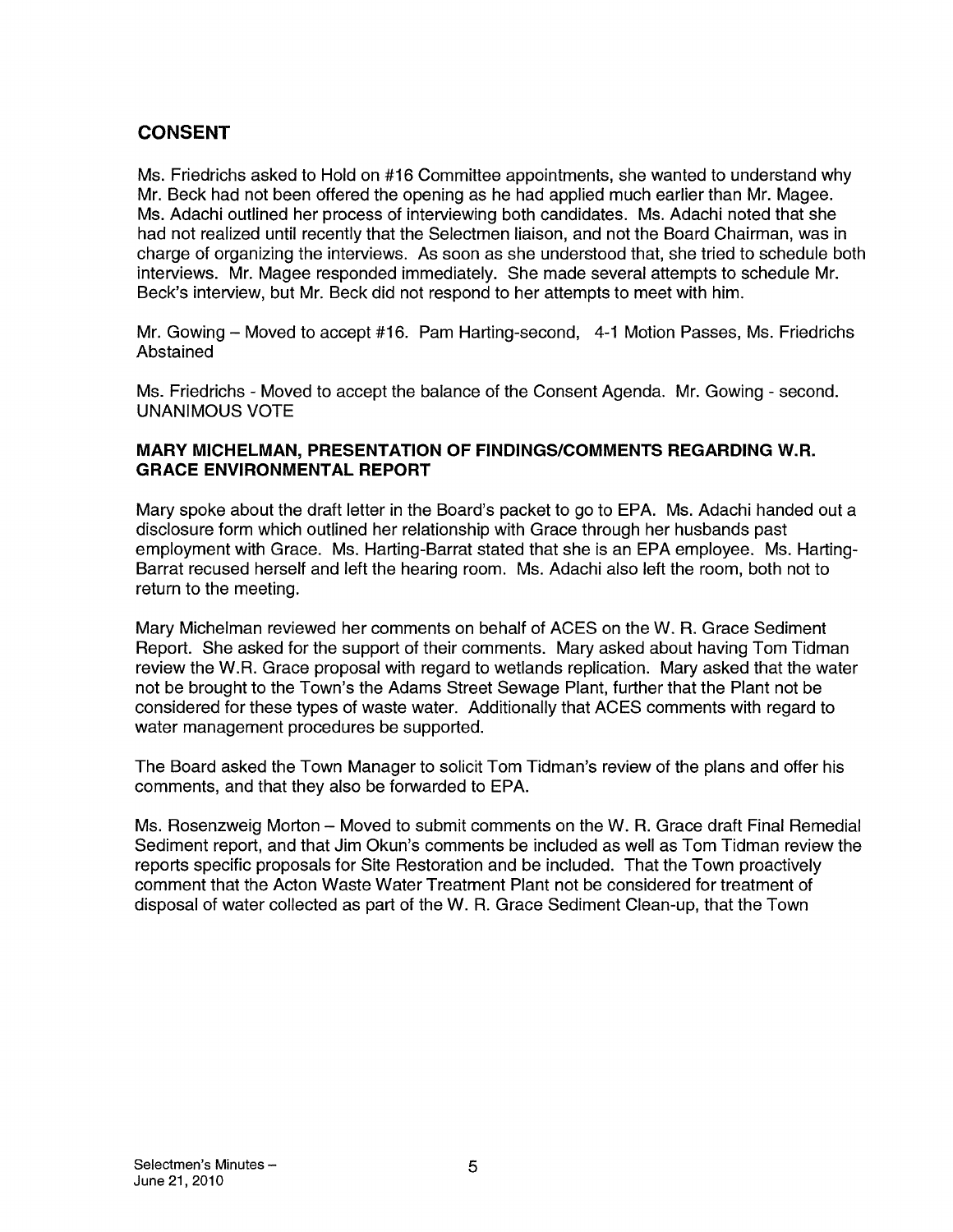## CONSENT

Ms. Friedrichs asked to Hold on #16 Committee appointments, she wanted to understand why Mr. Beck had not been offered the opening as he had applied much earlier than Mr. Magee. Ms. Adachi outlined her process of interviewing both candidates. Ms. Adachi noted that she had not realized until recently that the Selectmen liaison, and not the Board Chairman, was in charge of organizing the interviews. As soon as she understood that, she tried to schedule both interviews. Mr. Magee responded immediately. She made several attempts to schedule Mr. Beck's interview, but Mr. Beck did not respond to her attempts to meet with him.

Mr. Gowing – Moved to accept #16. Pam Harting-second, 4-1 Motion Passes, Ms. Friedrichs Abstained

Ms. Friedrichs - Moved to accept the balance of the Consent Agenda. Mr. Gowing - second. UNANIMOUS VOTE

### MARY MICHELMAN, PRESENTATION OF FINDINGS/COMMENTS REGARDING W.R. GRACE ENVIRONMENTAL REPORT

Mary spoke about the draft letter in the Board's packet to go to EPA. Ms. Adachi handed out a disclosure form which outlined her relationship with Grace through her husbands past employment with Grace. Ms. Harting-Barrat stated that she is an EPA employee. Ms. Harting-Barrat recused herself and left the hearing room. Ms. Adachi also left the room, both not to return to the meeting.

Mary Michelman reviewed her comments on behalf of ACES on the W. R. Grace Sediment Report. She asked for the support of their comments. Mary asked about having Tom Tidman review the W.R. Grace proposal with regard to wetlands replication. Mary asked that the water not be brought to the Town's the Adams Street Sewage Plant, further that the Plant not be considered for these types of waste water. Additionally that ACES comments with regard to water management procedures be supported.

The Board asked the Town Manager to solicit Tom Tidman's review of the plans and offer his comments, and that they also be forwarded to EPA.

Ms. Rosenzweig Morton – Moved to submit comments on the W. R. Grace draft Final Remedial Sediment report, and that Jim Okun's comments be included as well as Tom Tidman review the reports specific proposals for Site Restoration and be included. That the Town proactively comment that the Acton Waste Water Treatment Plant not be considered for treatment of disposal of water collected as part of the W. R. Grace Sediment Clean-up, that the Town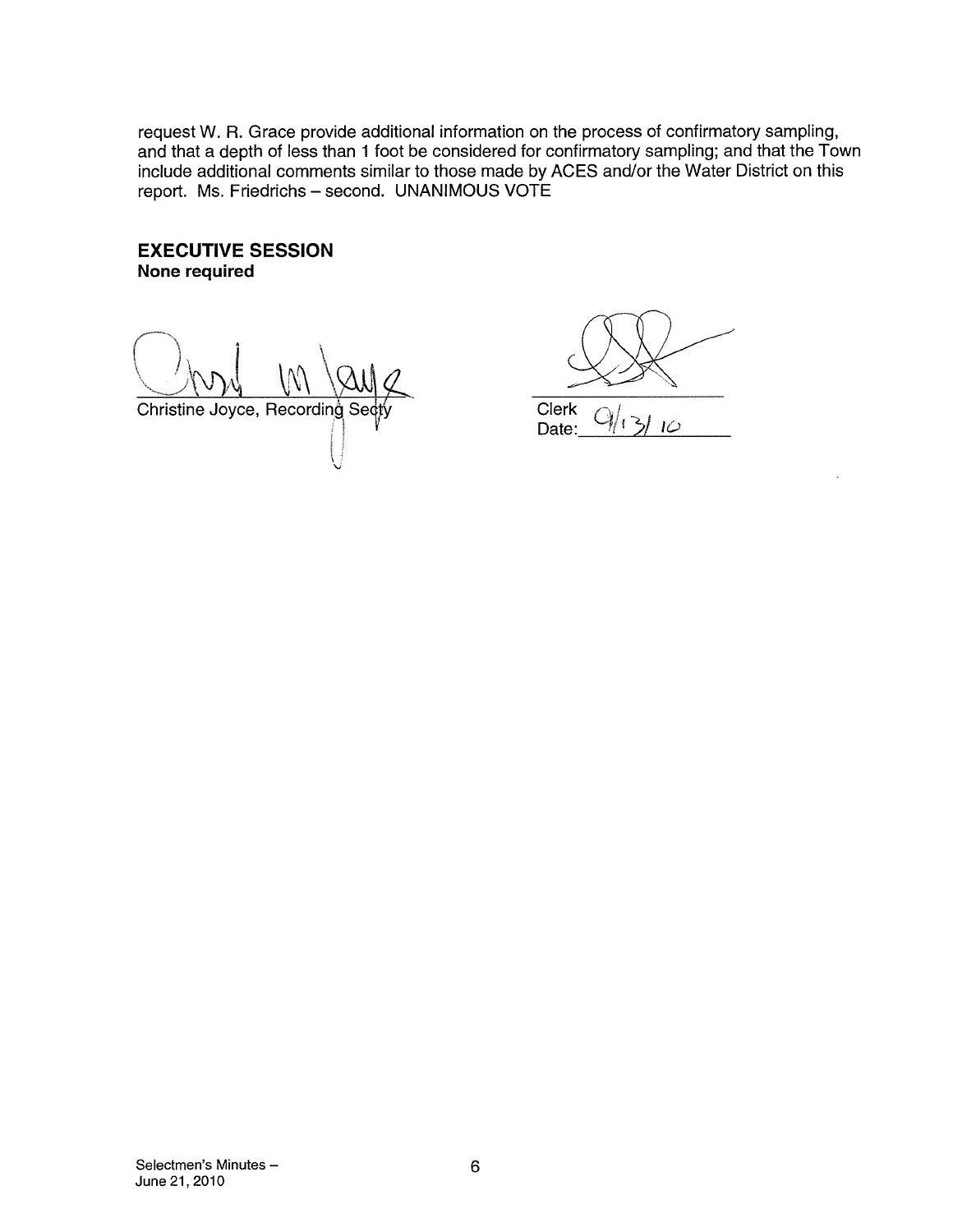request W. R. Grace provide additional information on the process of confirmatory sampling, and that a depth of less than 1 foot be considered for confirmatory sampling; and that the Town include additional comments similar to those made by ACES and/or the Water District on this report. Ms. Friedrichs – second. UNANIMOUS VOTE

## EXECUTIVE SESSION

**None required**

Christine Joyce, Recording Secty

Clerk
Date: 9/13/10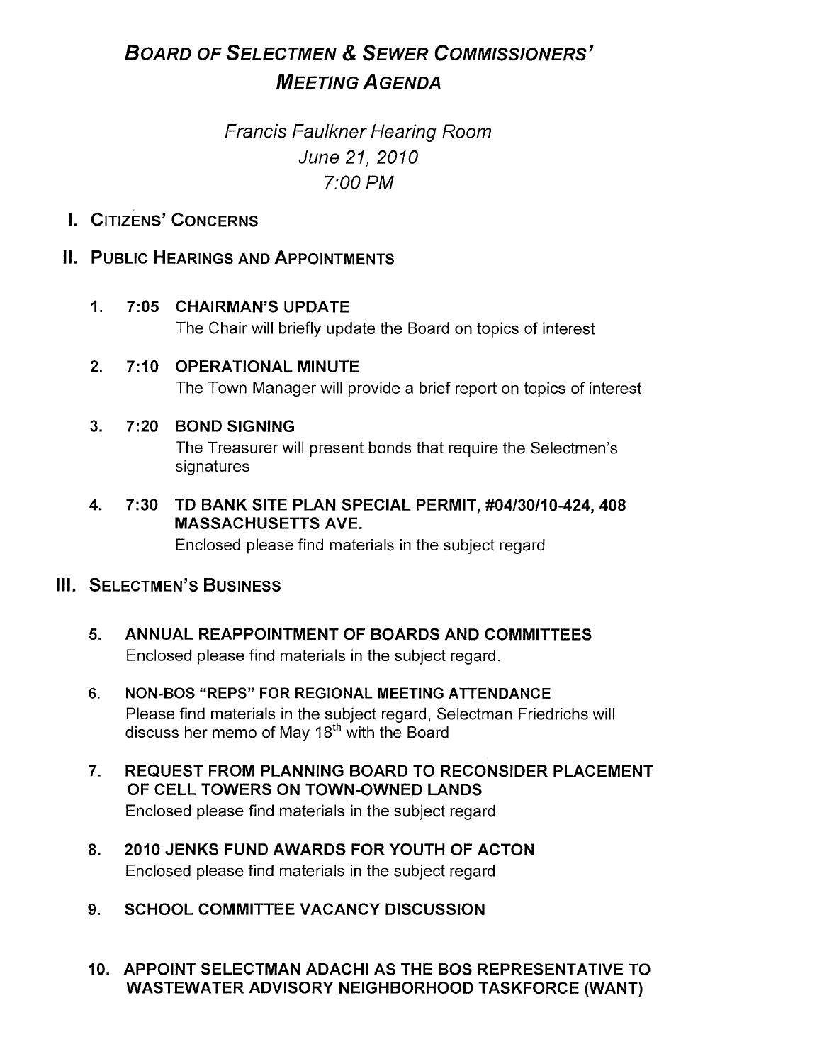# *BOARD OF SELECTMEN & SEWER COMMISSIONERS' MEETING AGENDA*

*Francis Faulkner Hearing Room*
*June 21, 2010*
*7:00 PM*

## I. CITIZENS' CONCERNS

## II. PUBLIC HEARINGS AND APPOINTMENTS

1. **7:05 CHAIRMAN'S UPDATE**
   The Chair will briefly update the Board on topics of interest

2. **7:10 OPERATIONAL MINUTE**
   The Town Manager will provide a brief report on topics of interest

3. **7:20 BOND SIGNING**
   The Treasurer will present bonds that require the Selectmen's signatures

4. **7:30 TD BANK SITE PLAN SPECIAL PERMIT, #04/30/10-424, 408 MASSACHUSETTS AVE.**
   Enclosed please find materials in the subject regard

## III. SELECTMEN'S BUSINESS

5. **ANNUAL REAPPOINTMENT OF BOARDS AND COMMITTEES**
   Enclosed please find materials in the subject regard.

6. **NON-BOS "REPS" FOR REGIONAL MEETING ATTENDANCE**
   Please find materials in the subject regard, Selectman Friedrichs will discuss her memo of May 18th with the Board

7. **REQUEST FROM PLANNING BOARD TO RECONSIDER PLACEMENT OF CELL TOWERS ON TOWN-OWNED LANDS**
   Enclosed please find materials in the subject regard

8. **2010 JENKS FUND AWARDS FOR YOUTH OF ACTON**
   Enclosed please find materials in the subject regard

9. **SCHOOL COMMITTEE VACANCY DISCUSSION**

10. **APPOINT SELECTMAN ADACHI AS THE BOS REPRESENTATIVE TO WASTEWATER ADVISORY NEIGHBORHOOD TASKFORCE (WANT)**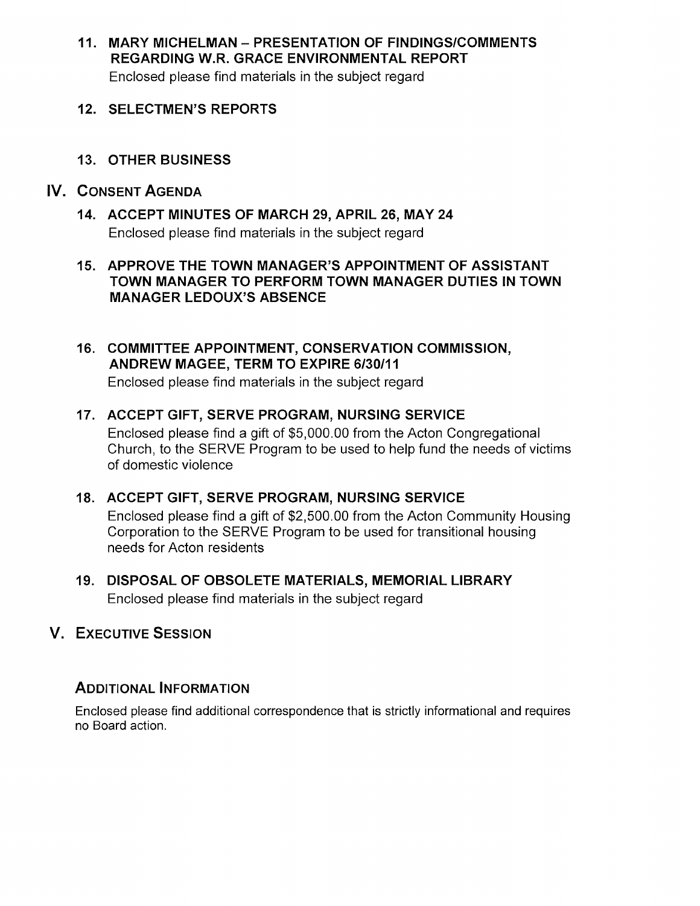11. **MARY MICHELMAN – PRESENTATION OF FINDINGS/COMMENTS REGARDING W.R. GRACE ENVIRONMENTAL REPORT**

    Enclosed please find materials in the subject regard

12. **SELECTMEN'S REPORTS**

13. **OTHER BUSINESS**

## IV. CONSENT AGENDA

14. **ACCEPT MINUTES OF MARCH 29, APRIL 26, MAY 24**

    Enclosed please find materials in the subject regard

15. **APPROVE THE TOWN MANAGER'S APPOINTMENT OF ASSISTANT TOWN MANAGER TO PERFORM TOWN MANAGER DUTIES IN TOWN MANAGER LEDOUX'S ABSENCE**

16. **COMMITTEE APPOINTMENT, CONSERVATION COMMISSION, ANDREW MAGEE, TERM TO EXPIRE 6/30/11**

    Enclosed please find materials in the subject regard

17. **ACCEPT GIFT, SERVE PROGRAM, NURSING SERVICE**

    Enclosed please find a gift of $5,000.00 from the Acton Congregational Church, to the SERVE Program to be used to help fund the needs of victims of domestic violence

18. **ACCEPT GIFT, SERVE PROGRAM, NURSING SERVICE**

    Enclosed please find a gift of $2,500.00 from the Acton Community Housing Corporation to the SERVE Program to be used for transitional housing needs for Acton residents

19. **DISPOSAL OF OBSOLETE MATERIALS, MEMORIAL LIBRARY**

    Enclosed please find materials in the subject regard

## V. EXECUTIVE SESSION

### ADDITIONAL INFORMATION

Enclosed please find additional correspondence that is strictly informational and requires no Board action.